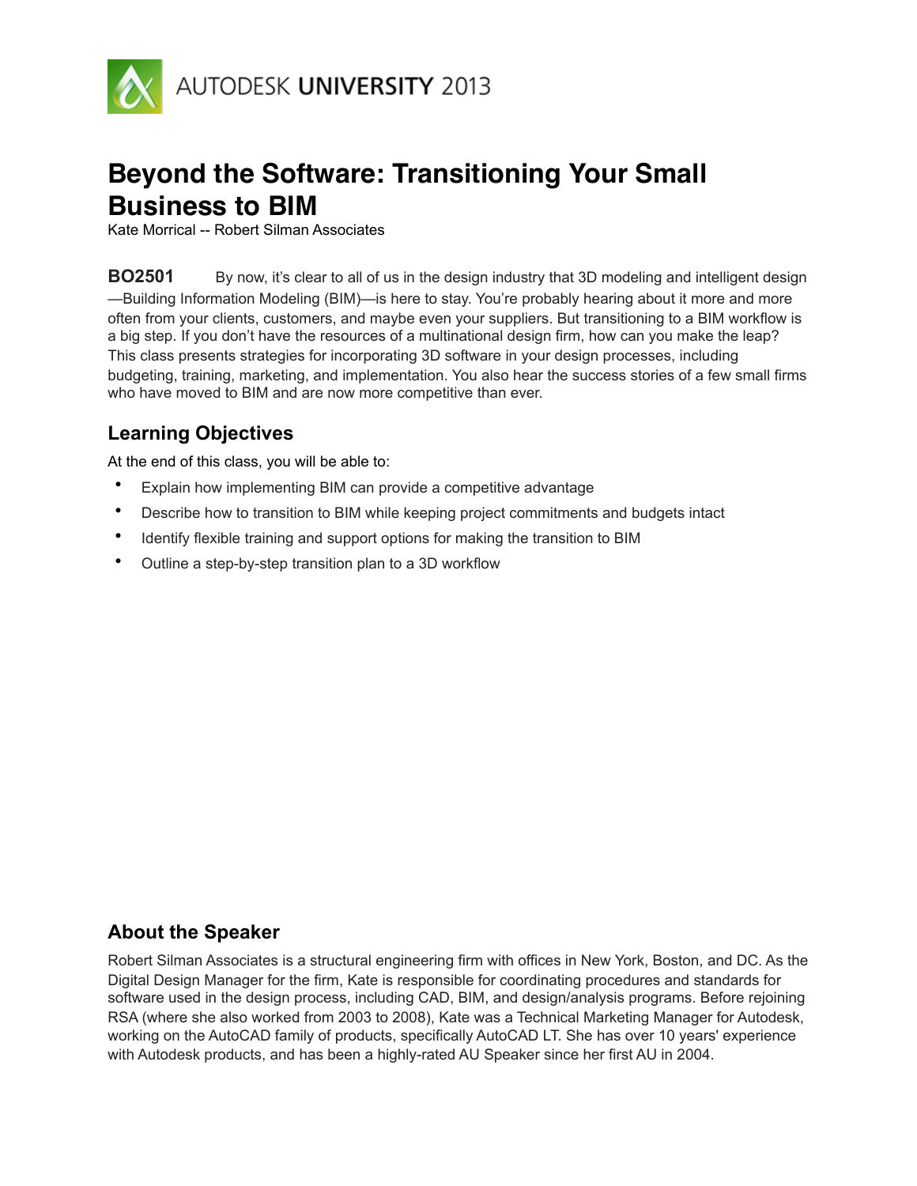AUTODESK UNIVERSITY 2013

# Beyond the Software: Transitioning Your Small Business to BIM

Kate Morrical -- Robert Silman Associates

**BO2501** By now, it's clear to all of us in the design industry that 3D modeling and intelligent design—Building Information Modeling (BIM)—is here to stay. You're probably hearing about it more and more often from your clients, customers, and maybe even your suppliers. But transitioning to a BIM workflow is a big step. If you don't have the resources of a multinational design firm, how can you make the leap? This class presents strategies for incorporating 3D software in your design processes, including budgeting, training, marketing, and implementation. You also hear the success stories of a few small firms who have moved to BIM and are now more competitive than ever.

## Learning Objectives

At the end of this class, you will be able to:

- Explain how implementing BIM can provide a competitive advantage
- Describe how to transition to BIM while keeping project commitments and budgets intact
- Identify flexible training and support options for making the transition to BIM
- Outline a step-by-step transition plan to a 3D workflow

## About the Speaker

Robert Silman Associates is a structural engineering firm with offices in New York, Boston, and DC. As the Digital Design Manager for the firm, Kate is responsible for coordinating procedures and standards for software used in the design process, including CAD, BIM, and design/analysis programs. Before rejoining RSA (where she also worked from 2003 to 2008), Kate was a Technical Marketing Manager for Autodesk, working on the AutoCAD family of products, specifically AutoCAD LT. She has over 10 years' experience with Autodesk products, and has been a highly-rated AU Speaker since her first AU in 2004.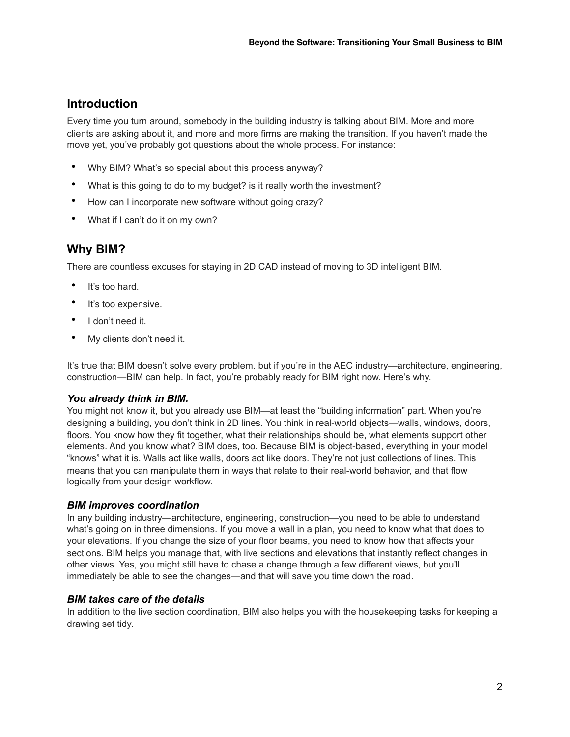## Introduction

Every time you turn around, somebody in the building industry is talking about BIM. More and more clients are asking about it, and more and more firms are making the transition. If you haven't made the move yet, you've probably got questions about the whole process. For instance:

- Why BIM? What's so special about this process anyway?
- What is this going to do to my budget? is it really worth the investment?
- How can I incorporate new software without going crazy?
- What if I can't do it on my own?

## Why BIM?

There are countless excuses for staying in 2D CAD instead of moving to 3D intelligent BIM.

- It's too hard.
- It's too expensive.
- I don't need it.
- My clients don't need it.

It's true that BIM doesn't solve every problem. but if you're in the AEC industry—architecture, engineering, construction—BIM can help. In fact, you're probably ready for BIM right now. Here's why.

### *You already think in BIM.*

You might not know it, but you already use BIM—at least the "building information" part. When you're designing a building, you don't think in 2D lines. You think in real-world objects—walls, windows, doors, floors. You know how they fit together, what their relationships should be, what elements support other elements. And you know what? BIM does, too. Because BIM is object-based, everything in your model "knows" what it is. Walls act like walls, doors act like doors. They're not just collections of lines. This means that you can manipulate them in ways that relate to their real-world behavior, and that flow logically from your design workflow.

### *BIM improves coordination*

In any building industry—architecture, engineering, construction—you need to be able to understand what's going on in three dimensions. If you move a wall in a plan, you need to know what that does to your elevations. If you change the size of your floor beams, you need to know how that affects your sections. BIM helps you manage that, with live sections and elevations that instantly reflect changes in other views. Yes, you might still have to chase a change through a few different views, but you'll immediately be able to see the changes—and that will save you time down the road.

### *BIM takes care of the details*

In addition to the live section coordination, BIM also helps you with the housekeeping tasks for keeping a drawing set tidy.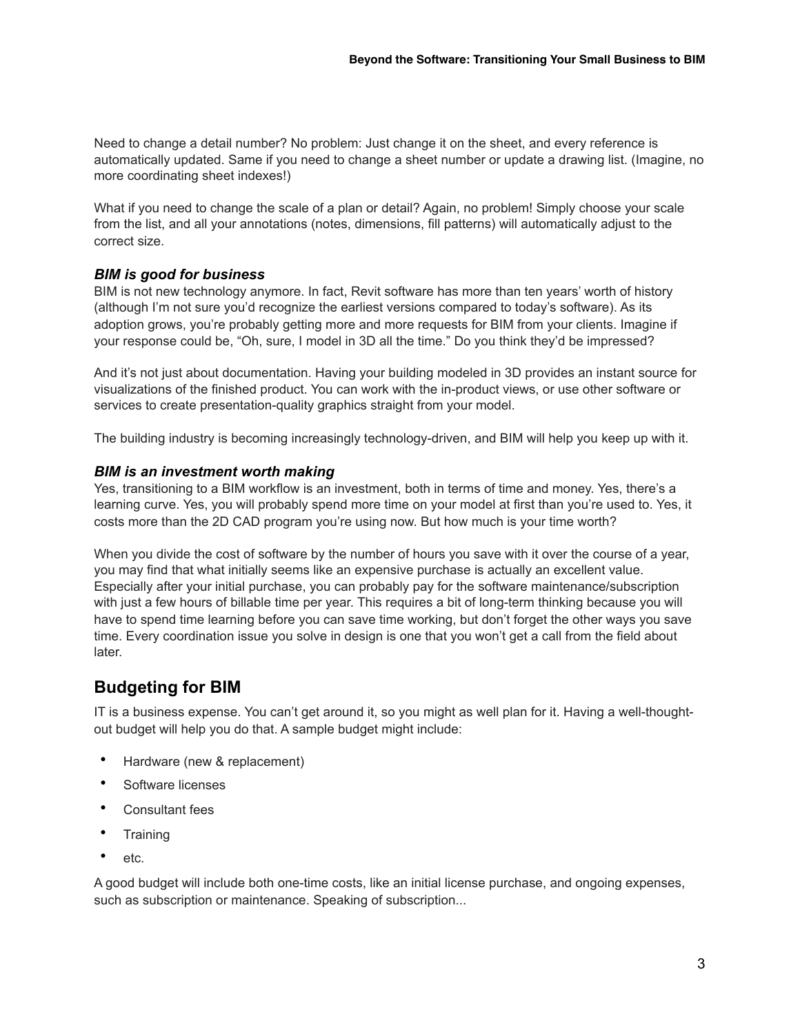Need to change a detail number? No problem: Just change it on the sheet, and every reference is automatically updated. Same if you need to change a sheet number or update a drawing list. (Imagine, no more coordinating sheet indexes!)

What if you need to change the scale of a plan or detail? Again, no problem! Simply choose your scale from the list, and all your annotations (notes, dimensions, fill patterns) will automatically adjust to the correct size.

### *BIM is good for business*

BIM is not new technology anymore. In fact, Revit software has more than ten years' worth of history (although I'm not sure you'd recognize the earliest versions compared to today's software). As its adoption grows, you're probably getting more and more requests for BIM from your clients. Imagine if your response could be, "Oh, sure, I model in 3D all the time." Do you think they'd be impressed?

And it's not just about documentation. Having your building modeled in 3D provides an instant source for visualizations of the finished product. You can work with the in-product views, or use other software or services to create presentation-quality graphics straight from your model.

The building industry is becoming increasingly technology-driven, and BIM will help you keep up with it.

### *BIM is an investment worth making*

Yes, transitioning to a BIM workflow is an investment, both in terms of time and money. Yes, there's a learning curve. Yes, you will probably spend more time on your model at first than you're used to. Yes, it costs more than the 2D CAD program you're using now. But how much is your time worth?

When you divide the cost of software by the number of hours you save with it over the course of a year, you may find that what initially seems like an expensive purchase is actually an excellent value. Especially after your initial purchase, you can probably pay for the software maintenance/subscription with just a few hours of billable time per year. This requires a bit of long-term thinking because you will have to spend time learning before you can save time working, but don't forget the other ways you save time. Every coordination issue you solve in design is one that you won't get a call from the field about later.

## Budgeting for BIM

IT is a business expense. You can't get around it, so you might as well plan for it. Having a well-thought-out budget will help you do that. A sample budget might include:

- Hardware (new & replacement)
- Software licenses
- Consultant fees
- Training
- etc.

A good budget will include both one-time costs, like an initial license purchase, and ongoing expenses, such as subscription or maintenance. Speaking of subscription...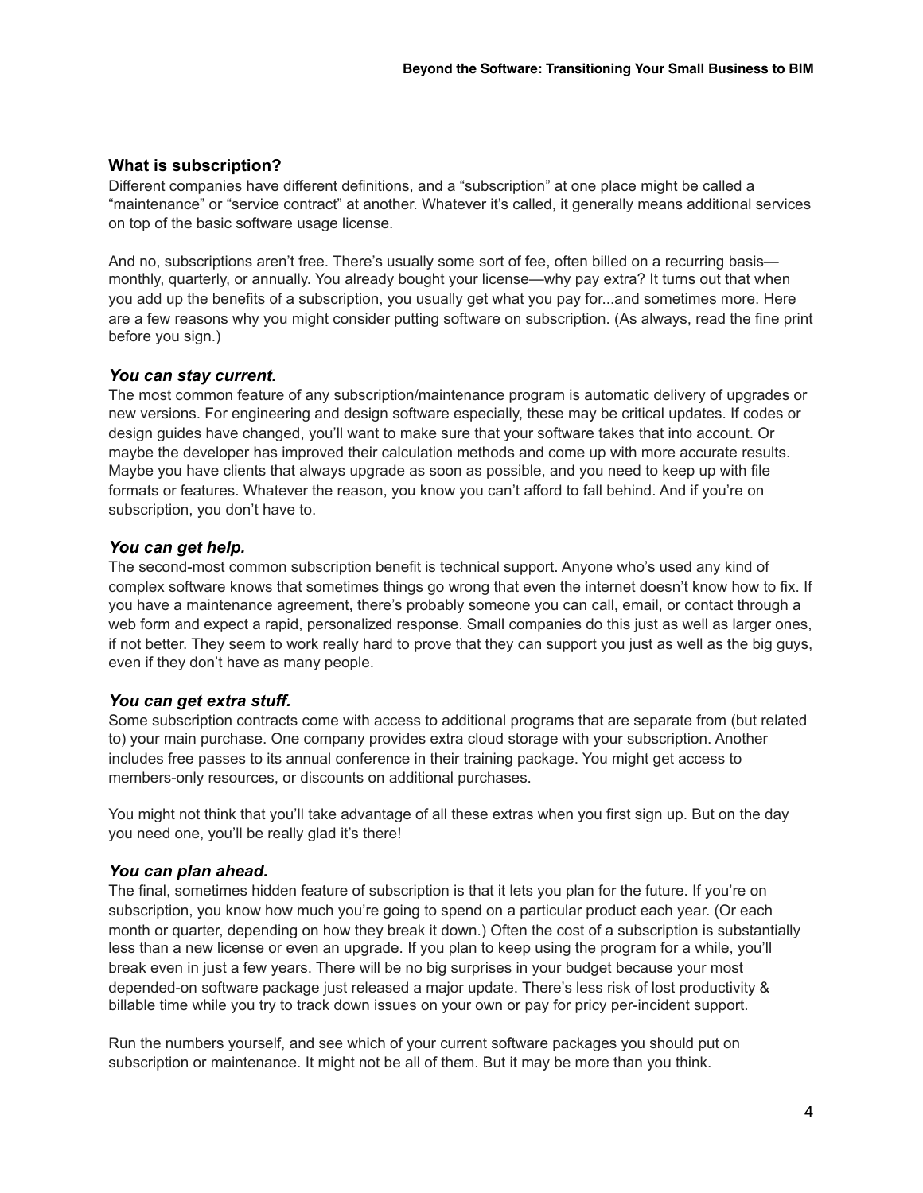## What is subscription?

Different companies have different definitions, and a "subscription" at one place might be called a "maintenance" or "service contract" at another. Whatever it's called, it generally means additional services on top of the basic software usage license.

And no, subscriptions aren't free. There's usually some sort of fee, often billed on a recurring basis—monthly, quarterly, or annually. You already bought your license—why pay extra? It turns out that when you add up the benefits of a subscription, you usually get what you pay for...and sometimes more. Here are a few reasons why you might consider putting software on subscription. (As always, read the fine print before you sign.)

### *You can stay current.*

The most common feature of any subscription/maintenance program is automatic delivery of upgrades or new versions. For engineering and design software especially, these may be critical updates. If codes or design guides have changed, you'll want to make sure that your software takes that into account. Or maybe the developer has improved their calculation methods and come up with more accurate results. Maybe you have clients that always upgrade as soon as possible, and you need to keep up with file formats or features. Whatever the reason, you know you can't afford to fall behind. And if you're on subscription, you don't have to.

### *You can get help.*

The second-most common subscription benefit is technical support. Anyone who's used any kind of complex software knows that sometimes things go wrong that even the internet doesn't know how to fix. If you have a maintenance agreement, there's probably someone you can call, email, or contact through a web form and expect a rapid, personalized response. Small companies do this just as well as larger ones, if not better. They seem to work really hard to prove that they can support you just as well as the big guys, even if they don't have as many people.

### *You can get extra stuff.*

Some subscription contracts come with access to additional programs that are separate from (but related to) your main purchase. One company provides extra cloud storage with your subscription. Another includes free passes to its annual conference in their training package. You might get access to members-only resources, or discounts on additional purchases.

You might not think that you'll take advantage of all these extras when you first sign up. But on the day you need one, you'll be really glad it's there!

### *You can plan ahead.*

The final, sometimes hidden feature of subscription is that it lets you plan for the future. If you're on subscription, you know how much you're going to spend on a particular product each year. (Or each month or quarter, depending on how they break it down.) Often the cost of a subscription is substantially less than a new license or even an upgrade. If you plan to keep using the program for a while, you'll break even in just a few years. There will be no big surprises in your budget because your most depended-on software package just released a major update. There's less risk of lost productivity & billable time while you try to track down issues on your own or pay for pricy per-incident support.

Run the numbers yourself, and see which of your current software packages you should put on subscription or maintenance. It might not be all of them. But it may be more than you think.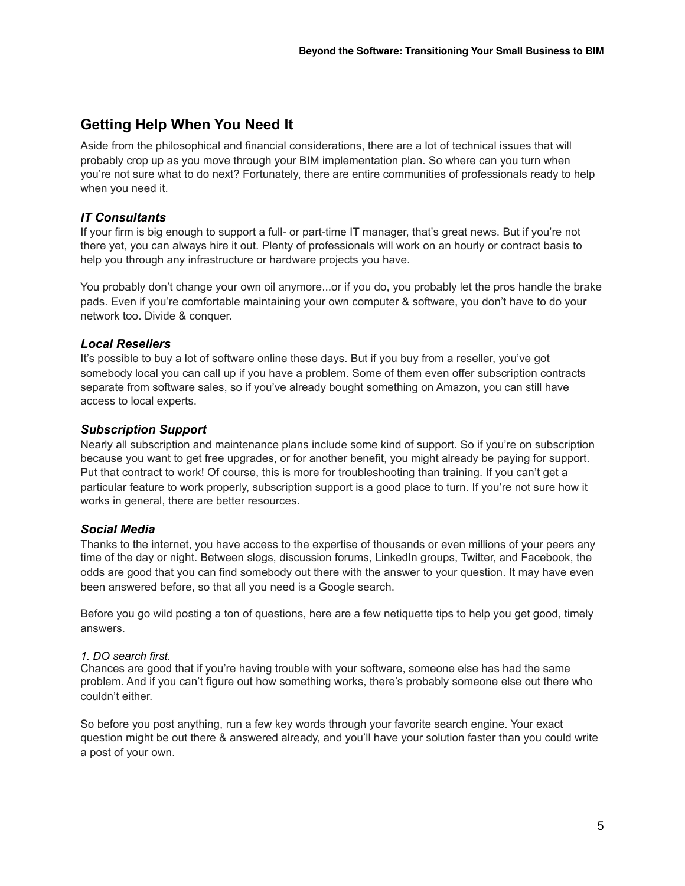## Getting Help When You Need It

Aside from the philosophical and financial considerations, there are a lot of technical issues that will probably crop up as you move through your BIM implementation plan. So where can you turn when you're not sure what to do next? Fortunately, there are entire communities of professionals ready to help when you need it.

### *IT Consultants*

If your firm is big enough to support a full- or part-time IT manager, that's great news. But if you're not there yet, you can always hire it out. Plenty of professionals will work on an hourly or contract basis to help you through any infrastructure or hardware projects you have.

You probably don't change your own oil anymore...or if you do, you probably let the pros handle the brake pads. Even if you're comfortable maintaining your own computer & software, you don't have to do your network too. Divide & conquer.

### *Local Resellers*

It's possible to buy a lot of software online these days. But if you buy from a reseller, you've got somebody local you can call up if you have a problem. Some of them even offer subscription contracts separate from software sales, so if you've already bought something on Amazon, you can still have access to local experts.

### *Subscription Support*

Nearly all subscription and maintenance plans include some kind of support. So if you're on subscription because you want to get free upgrades, or for another benefit, you might already be paying for support. Put that contract to work! Of course, this is more for troubleshooting than training. If you can't get a particular feature to work properly, subscription support is a good place to turn. If you're not sure how it works in general, there are better resources.

### *Social Media*

Thanks to the internet, you have access to the expertise of thousands or even millions of your peers any time of the day or night. Between slogs, discussion forums, LinkedIn groups, Twitter, and Facebook, the odds are good that you can find somebody out there with the answer to your question. It may have even been answered before, so that all you need is a Google search.

Before you go wild posting a ton of questions, here are a few netiquette tips to help you get good, timely answers.

*1. DO search first.*

Chances are good that if you're having trouble with your software, someone else has had the same problem. And if you can't figure out how something works, there's probably someone else out there who couldn't either.

So before you post anything, run a few key words through your favorite search engine. Your exact question might be out there & answered already, and you'll have your solution faster than you could write a post of your own.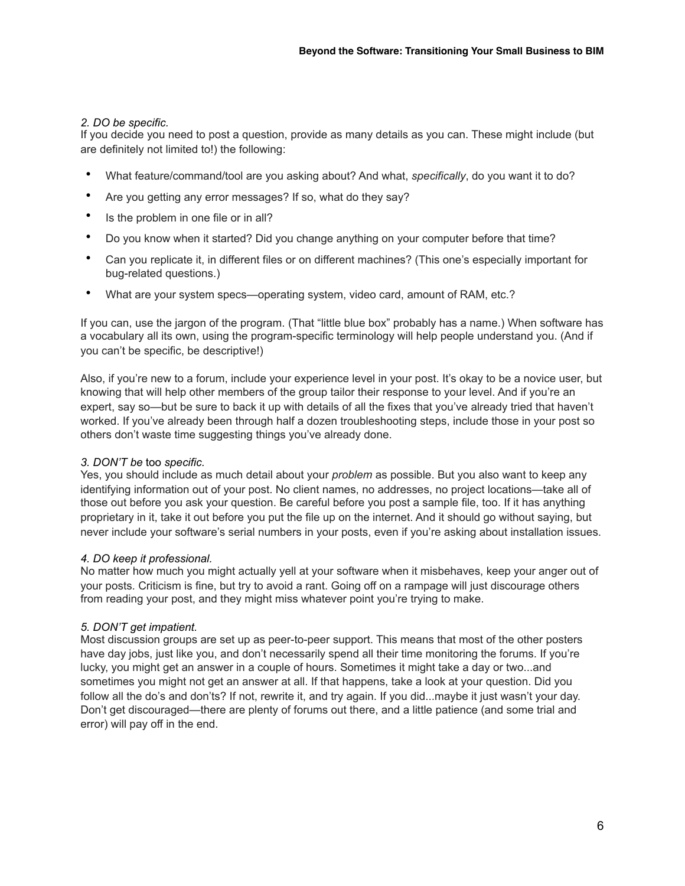*2. DO be specific.*
If you decide you need to post a question, provide as many details as you can. These might include (but are definitely not limited to!) the following:

- What feature/command/tool are you asking about? And what, *specifically*, do you want it to do?
- Are you getting any error messages? If so, what do they say?
- Is the problem in one file or in all?
- Do you know when it started? Did you change anything on your computer before that time?
- Can you replicate it, in different files or on different machines? (This one's especially important for bug-related questions.)
- What are your system specs—operating system, video card, amount of RAM, etc.?

If you can, use the jargon of the program. (That "little blue box" probably has a name.) When software has a vocabulary all its own, using the program-specific terminology will help people understand you. (And if you can't be specific, be descriptive!)

Also, if you're new to a forum, include your experience level in your post. It's okay to be a novice user, but knowing that will help other members of the group tailor their response to your level. And if you're an expert, say so—but be sure to back it up with details of all the fixes that you've already tried that haven't worked. If you've already been through half a dozen troubleshooting steps, include those in your post so others don't waste time suggesting things you've already done.

*3. DON'T be* too *specific.*
Yes, you should include as much detail about your *problem* as possible. But you also want to keep any identifying information out of your post. No client names, no addresses, no project locations—take all of those out before you ask your question. Be careful before you post a sample file, too. If it has anything proprietary in it, take it out before you put the file up on the internet. And it should go without saying, but never include your software's serial numbers in your posts, even if you're asking about installation issues.

*4. DO keep it professional.*
No matter how much you might actually yell at your software when it misbehaves, keep your anger out of your posts. Criticism is fine, but try to avoid a rant. Going off on a rampage will just discourage others from reading your post, and they might miss whatever point you're trying to make.

*5. DON'T get impatient.*
Most discussion groups are set up as peer-to-peer support. This means that most of the other posters have day jobs, just like you, and don't necessarily spend all their time monitoring the forums. If you're lucky, you might get an answer in a couple of hours. Sometimes it might take a day or two...and sometimes you might not get an answer at all. If that happens, take a look at your question. Did you follow all the do's and don'ts? If not, rewrite it, and try again. If you did...maybe it just wasn't your day. Don't get discouraged—there are plenty of forums out there, and a little patience (and some trial and error) will pay off in the end.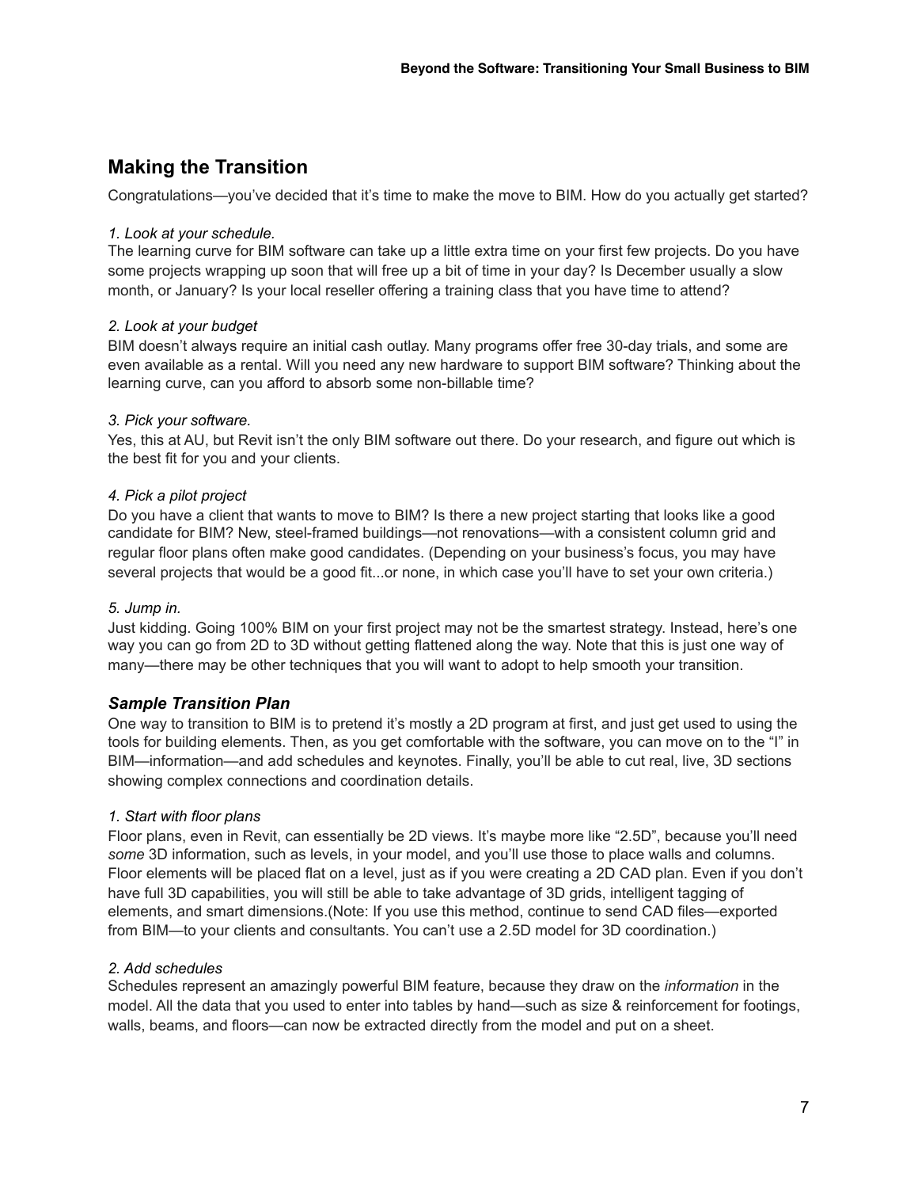## Making the Transition

Congratulations—you've decided that it's time to make the move to BIM. How do you actually get started?

*1. Look at your schedule.*

The learning curve for BIM software can take up a little extra time on your first few projects. Do you have some projects wrapping up soon that will free up a bit of time in your day? Is December usually a slow month, or January? Is your local reseller offering a training class that you have time to attend?

*2. Look at your budget*

BIM doesn't always require an initial cash outlay. Many programs offer free 30-day trials, and some are even available as a rental. Will you need any new hardware to support BIM software? Thinking about the learning curve, can you afford to absorb some non-billable time?

*3. Pick your software.*

Yes, this at AU, but Revit isn't the only BIM software out there. Do your research, and figure out which is the best fit for you and your clients.

*4. Pick a pilot project*

Do you have a client that wants to move to BIM? Is there a new project starting that looks like a good candidate for BIM? New, steel-framed buildings—not renovations—with a consistent column grid and regular floor plans often make good candidates. (Depending on your business's focus, you may have several projects that would be a good fit...or none, in which case you'll have to set your own criteria.)

*5. Jump in.*

Just kidding. Going 100% BIM on your first project may not be the smartest strategy. Instead, here's one way you can go from 2D to 3D without getting flattened along the way. Note that this is just one way of many—there may be other techniques that you will want to adopt to help smooth your transition.

### *Sample Transition Plan*

One way to transition to BIM is to pretend it's mostly a 2D program at first, and just get used to using the tools for building elements. Then, as you get comfortable with the software, you can move on to the "I" in BIM—information—and add schedules and keynotes. Finally, you'll be able to cut real, live, 3D sections showing complex connections and coordination details.

*1. Start with floor plans*

Floor plans, even in Revit, can essentially be 2D views. It's maybe more like "2.5D", because you'll need *some* 3D information, such as levels, in your model, and you'll use those to place walls and columns. Floor elements will be placed flat on a level, just as if you were creating a 2D CAD plan. Even if you don't have full 3D capabilities, you will still be able to take advantage of 3D grids, intelligent tagging of elements, and smart dimensions.(Note: If you use this method, continue to send CAD files—exported from BIM—to your clients and consultants. You can't use a 2.5D model for 3D coordination.)

*2. Add schedules*

Schedules represent an amazingly powerful BIM feature, because they draw on the *information* in the model. All the data that you used to enter into tables by hand—such as size & reinforcement for footings, walls, beams, and floors—can now be extracted directly from the model and put on a sheet.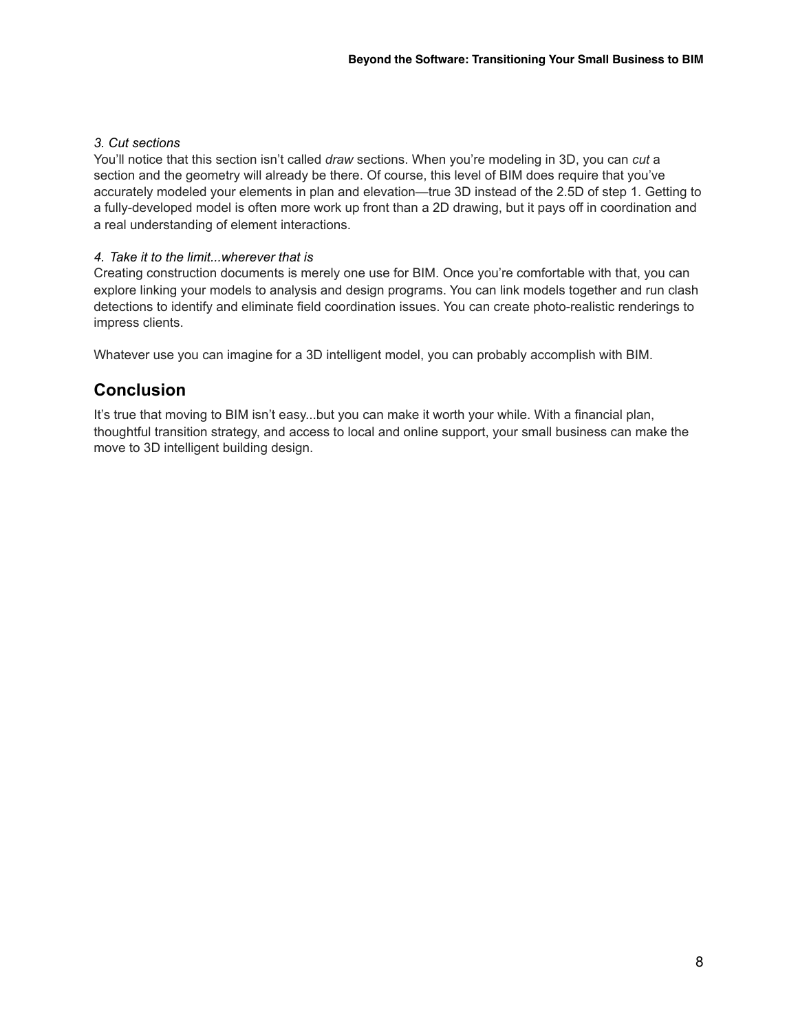*3. Cut sections*

You'll notice that this section isn't called *draw* sections. When you're modeling in 3D, you can *cut* a section and the geometry will already be there. Of course, this level of BIM does require that you've accurately modeled your elements in plan and elevation—true 3D instead of the 2.5D of step 1. Getting to a fully-developed model is often more work up front than a 2D drawing, but it pays off in coordination and a real understanding of element interactions.

*4. Take it to the limit...wherever that is*

Creating construction documents is merely one use for BIM. Once you're comfortable with that, you can explore linking your models to analysis and design programs. You can link models together and run clash detections to identify and eliminate field coordination issues. You can create photo-realistic renderings to impress clients.

Whatever use you can imagine for a 3D intelligent model, you can probably accomplish with BIM.

## Conclusion

It's true that moving to BIM isn't easy...but you can make it worth your while. With a financial plan, thoughtful transition strategy, and access to local and online support, your small business can make the move to 3D intelligent building design.